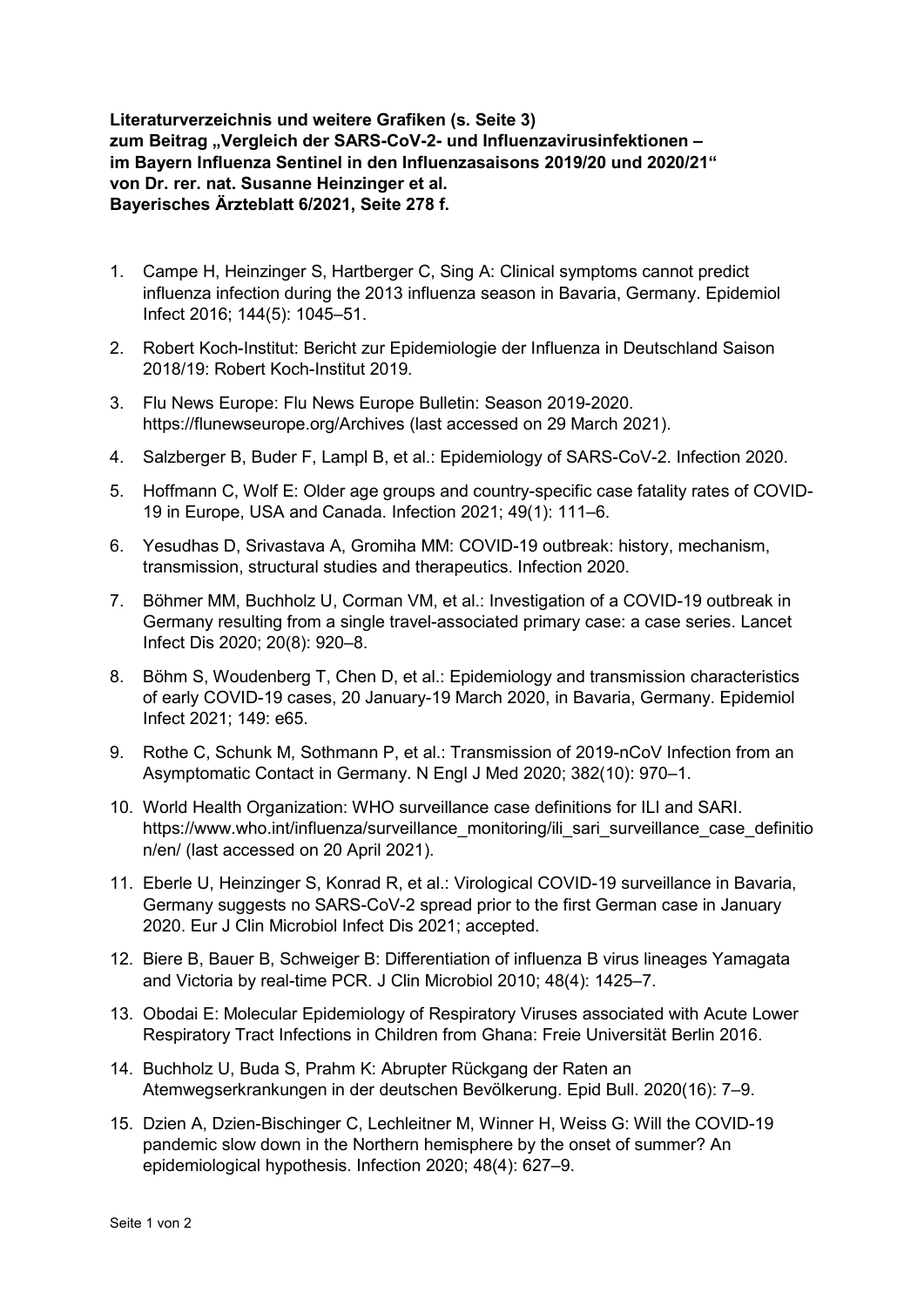**Literaturverzeichnis und weitere Grafiken (s. Seite 3)**
**zum Beitrag „Vergleich der SARS-CoV-2- und Influenzavirusinfektionen – im Bayern Influenza Sentinel in den Influenzasaisons 2019/20 und 2020/21"**
**von Dr. rer. nat. Susanne Heinzinger et al.**
**Bayerisches Ärzteblatt 6/2021, Seite 278 f.**

1. Campe H, Heinzinger S, Hartberger C, Sing A: Clinical symptoms cannot predict influenza infection during the 2013 influenza season in Bavaria, Germany. Epidemiol Infect 2016; 144(5): 1045–51.
2. Robert Koch-Institut: Bericht zur Epidemiologie der Influenza in Deutschland Saison 2018/19: Robert Koch-Institut 2019.
3. Flu News Europe: Flu News Europe Bulletin: Season 2019-2020. https://flunewseurope.org/Archives (last accessed on 29 March 2021).
4. Salzberger B, Buder F, Lampl B, et al.: Epidemiology of SARS-CoV-2. Infection 2020.
5. Hoffmann C, Wolf E: Older age groups and country-specific case fatality rates of COVID-19 in Europe, USA and Canada. Infection 2021; 49(1): 111–6.
6. Yesudhas D, Srivastava A, Gromiha MM: COVID-19 outbreak: history, mechanism, transmission, structural studies and therapeutics. Infection 2020.
7. Böhmer MM, Buchholz U, Corman VM, et al.: Investigation of a COVID-19 outbreak in Germany resulting from a single travel-associated primary case: a case series. Lancet Infect Dis 2020; 20(8): 920–8.
8. Böhm S, Woudenberg T, Chen D, et al.: Epidemiology and transmission characteristics of early COVID-19 cases, 20 January-19 March 2020, in Bavaria, Germany. Epidemiol Infect 2021; 149: e65.
9. Rothe C, Schunk M, Sothmann P, et al.: Transmission of 2019-nCoV Infection from an Asymptomatic Contact in Germany. N Engl J Med 2020; 382(10): 970–1.
10. World Health Organization: WHO surveillance case definitions for ILI and SARI. https://www.who.int/influenza/surveillance_monitoring/ili_sari_surveillance_case_definition/en/ (last accessed on 20 April 2021).
11. Eberle U, Heinzinger S, Konrad R, et al.: Virological COVID-19 surveillance in Bavaria, Germany suggests no SARS-CoV-2 spread prior to the first German case in January 2020. Eur J Clin Microbiol Infect Dis 2021; accepted.
12. Biere B, Bauer B, Schweiger B: Differentiation of influenza B virus lineages Yamagata and Victoria by real-time PCR. J Clin Microbiol 2010; 48(4): 1425–7.
13. Obodai E: Molecular Epidemiology of Respiratory Viruses associated with Acute Lower Respiratory Tract Infections in Children from Ghana: Freie Universität Berlin 2016.
14. Buchholz U, Buda S, Prahm K: Abrupter Rückgang der Raten an Atemwegserkrankungen in der deutschen Bevölkerung. Epid Bull. 2020(16): 7–9.
15. Dzien A, Dzien-Bischinger C, Lechleitner M, Winner H, Weiss G: Will the COVID-19 pandemic slow down in the Northern hemisphere by the onset of summer? An epidemiological hypothesis. Infection 2020; 48(4): 627–9.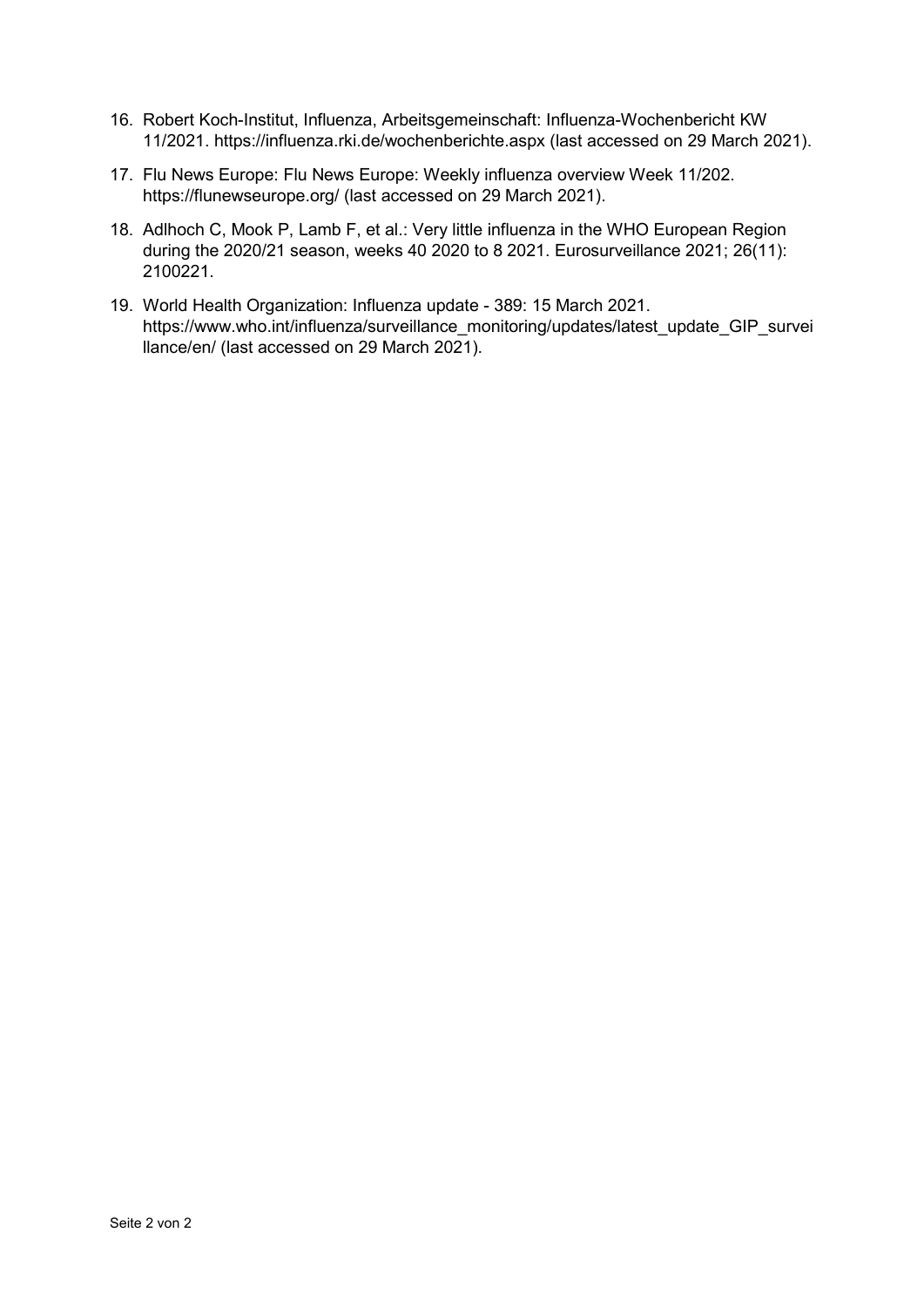16. Robert Koch-Institut, Influenza, Arbeitsgemeinschaft: Influenza-Wochenbericht KW 11/2021. https://influenza.rki.de/wochenberichte.aspx (last accessed on 29 March 2021).
17. Flu News Europe: Flu News Europe: Weekly influenza overview Week 11/202. https://flunewseurope.org/ (last accessed on 29 March 2021).
18. Adlhoch C, Mook P, Lamb F, et al.: Very little influenza in the WHO European Region during the 2020/21 season, weeks 40 2020 to 8 2021. Eurosurveillance 2021; 26(11): 2100221.
19. World Health Organization: Influenza update - 389: 15 March 2021. https://www.who.int/influenza/surveillance_monitoring/updates/latest_update_GIP_surveillance/en/ (last accessed on 29 March 2021).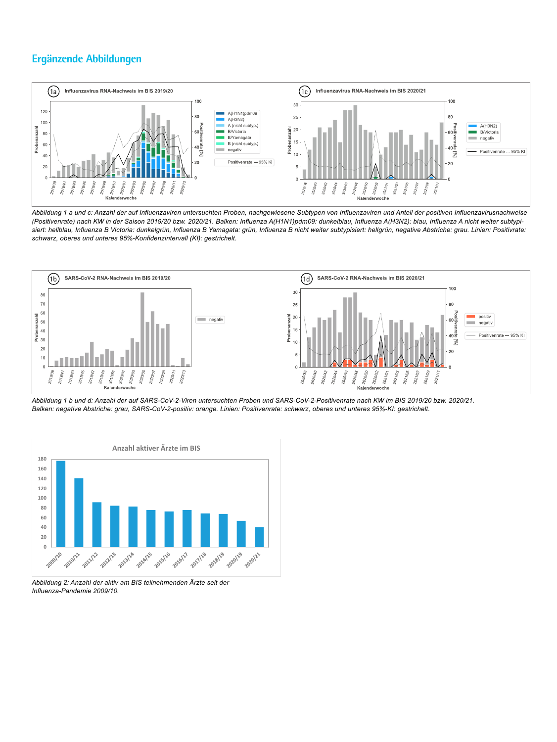## Ergänzende Abbildungen

1a Influenzavirus RNA-Nachweis im BIS 2019/20

Probenanzahl

Positivenrate [%]

Kalenderwoche

A(H1N1)pdm09
A(H3N2)
A (nicht subtyp.)
B/Victoria
B/Yamagata
B (nicht subtyp.)
negativ

Positivenrate — 95% KI

1c Influenzavirus RNA-Nachweis im BIS 2020/21

Probenanzahl

Positivenrate [%]

Kalenderwoche

A(H3N2)
B/Victoria
negativ

Positivenrate --- 95% KI

*Abbildung 1 a und c: Anzahl der auf Influenzaviren untersuchten Proben, nachgewiesene Subtypen von Influenzaviren und Anteil der positiven Influenzavirusnachweise (Positivenrate) nach KW in der Saison 2019/20 bzw. 2020/21. Balken: Influenza A(H1N1)pdm09: dunkelblau, Influenza A(H3N2): blau, Influenza A nicht weiter subtypisiert: hellblau, Influenza B Victoria: dunkelgrün, Influenza B Yamagata: grün, Influenza B nicht weiter subtypisiert: hellgrün, negative Abstriche: grau. Linien: Positivrate: schwarz, oberes und unteres 95%-Konfidenzintervall (KI): gestrichelt.*

1b SARS-CoV-2 RNA-Nachweis im BIS 2019/20

Probenanzahl

Kalenderwoche

negativ

1d SARS-CoV-2 RNA-Nachweis im BIS 2020/21

Probenanzahl

Positivenrate [%]

Kalenderwoche

positiv
negativ

Positivenrate — 95% KI

*Abbildung 1 b und d: Anzahl der auf SARS-CoV-2-Viren untersuchten Proben und SARS-CoV-2-Positivenrate nach KW im BIS 2019/20 bzw. 2020/21. Balken: negative Abstriche: grau, SARS-CoV-2-positiv: orange. Linien: Positivenrate: schwarz, oberes und unteres 95%-KI: gestrichelt.*

Anzahl aktiver Ärzte im BIS

2009/10, 2010/11, 2011/12, 2012/13, 2013/14, 2014/15, 2015/16, 2016/17, 2017/18, 2018/19, 2019/19, 2020/21

*Abbildung 2: Anzahl der aktiv am BIS teilnehmenden Ärzte seit der Influenza-Pandemie 2009/10.*